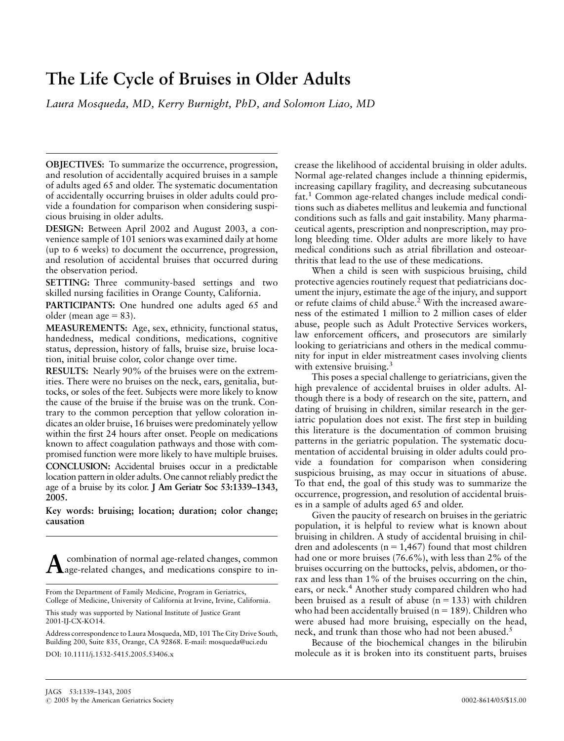# The Life Cycle of Bruises in Older Adults

*Laura Mosqueda, MD, Kerry Burnight, PhD, and Solomon Liao, MD*

**OBJECTIVES:** To summarize the occurrence, progression, and resolution of accidentally acquired bruises in a sample of adults aged 65 and older. The systematic documentation of accidentally occurring bruises in older adults could provide a foundation for comparison when considering suspicious bruising in older adults.

**DESIGN:** Between April 2002 and August 2003, a convenience sample of 101 seniors was examined daily at home (up to 6 weeks) to document the occurrence, progression, and resolution of accidental bruises that occurred during the observation period.

**SETTING:** Three community-based settings and two skilled nursing facilities in Orange County, California.

**PARTICIPANTS:** One hundred one adults aged 65 and older (mean age = 83).

**MEASUREMENTS:** Age, sex, ethnicity, functional status, handedness, medical conditions, medications, cognitive status, depression, history of falls, bruise size, bruise location, initial bruise color, color change over time.

**RESULTS:** Nearly 90% of the bruises were on the extremities. There were no bruises on the neck, ears, genitalia, buttocks, or soles of the feet. Subjects were more likely to know the cause of the bruise if the bruise was on the trunk. Contrary to the common perception that yellow coloration indicates an older bruise, 16 bruises were predominately yellow within the first 24 hours after onset. People on medications known to affect coagulation pathways and those with compromised function were more likely to have multiple bruises.

**CONCLUSION:** Accidental bruises occur in a predictable location pattern in older adults. One cannot reliably predict the age of a bruise by its color. **J Am Geriatr Soc 53:1339–1343, 2005.**

**Key words: bruising; location; duration; color change; causation**

A combination of normal age-related changes, common age-related changes, and medications conspire to increase the likelihood of accidental bruising in older adults. Normal age-related changes include a thinning epidermis, increasing capillary fragility, and decreasing subcutaneous fat.[1] Common age-related changes include medical conditions such as diabetes mellitus and leukemia and functional conditions such as falls and gait instability. Many pharmaceutical agents, prescription and nonprescription, may prolong bleeding time. Older adults are more likely to have medical conditions such as atrial fibrillation and osteoarthritis that lead to the use of these medications.

When a child is seen with suspicious bruising, child protective agencies routinely request that pediatricians document the injury, estimate the age of the injury, and support or refute claims of child abuse.[2] With the increased awareness of the estimated 1 million to 2 million cases of elder abuse, people such as Adult Protective Services workers, law enforcement officers, and prosecutors are similarly looking to geriatricians and others in the medical community for input in elder mistreatment cases involving clients with extensive bruising.[3]

This poses a special challenge to geriatricians, given the high prevalence of accidental bruises in older adults. Although there is a body of research on the site, pattern, and dating of bruising in children, similar research in the geriatric population does not exist. The first step in building this literature is the documentation of common bruising patterns in the geriatric population. The systematic documentation of accidental bruising in older adults could provide a foundation for comparison when considering suspicious bruising, as may occur in situations of abuse. To that end, the goal of this study was to summarize the occurrence, progression, and resolution of accidental bruises in a sample of adults aged 65 and older.

Given the paucity of research on bruises in the geriatric population, it is helpful to review what is known about bruising in children. A study of accidental bruising in children and adolescents (n = 1,467) found that most children had one or more bruises (76.6%), with less than 2% of the bruises occurring on the buttocks, pelvis, abdomen, or thorax and less than 1% of the bruises occurring on the chin, ears, or neck.[4] Another study compared children who had been bruised as a result of abuse (n = 133) with children who had been accidentally bruised (n = 189). Children who were abused had more bruising, especially on the head, neck, and trunk than those who had not been abused.[5]

Because of the biochemical changes in the bilirubin molecule as it is broken into its constituent parts, bruises

From the Department of Family Medicine, Program in Geriatrics, College of Medicine, University of California at Irvine, Irvine, California.

This study was supported by National Institute of Justice Grant 2001-IJ-CX-KO14.

Address correspondence to Laura Mosqueda, MD, 101 The City Drive South, Building 200, Suite 835, Orange, CA 92868. E-mail: mosqueda@uci.edu

DOI: 10.1111/j.1532-5415.2005.53406.x

© 2005 by the American Geriatrics Society 0002-8614/05/$15.00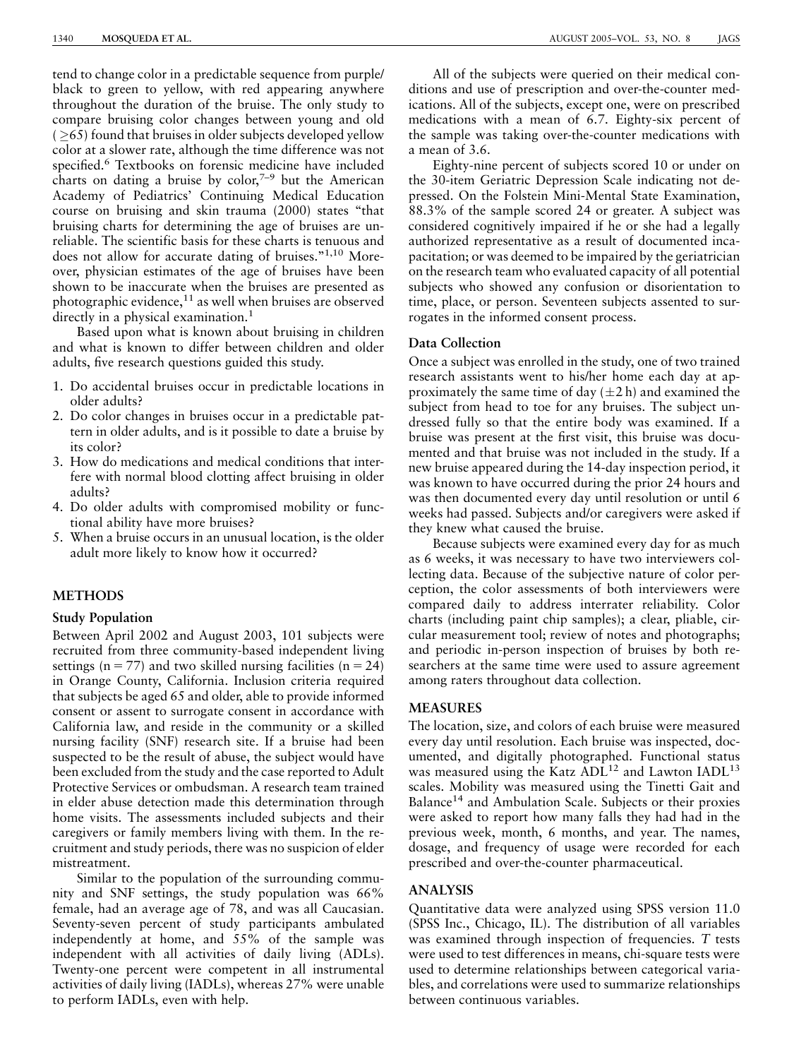tend to change color in a predictable sequence from purple/black to green to yellow, with red appearing anywhere throughout the duration of the bruise. The only study to compare bruising color changes between young and old ($\geq$65) found that bruises in older subjects developed yellow color at a slower rate, although the time difference was not specified.[6] Textbooks on forensic medicine have included charts on dating a bruise by color,[7–9] but the American Academy of Pediatrics' Continuing Medical Education course on bruising and skin trauma (2000) states "that bruising charts for determining the age of bruises are unreliable. The scientific basis for these charts is tenuous and does not allow for accurate dating of bruises."[1,10] Moreover, physician estimates of the age of bruises have been shown to be inaccurate when the bruises are presented as photographic evidence,[11] as well when bruises are observed directly in a physical examination.[1]

Based upon what is known about bruising in children and what is known to differ between children and older adults, five research questions guided this study.

1. Do accidental bruises occur in predictable locations in older adults?
2. Do color changes in bruises occur in a predictable pattern in older adults, and is it possible to date a bruise by its color?
3. How do medications and medical conditions that interfere with normal blood clotting affect bruising in older adults?
4. Do older adults with compromised mobility or functional ability have more bruises?
5. When a bruise occurs in an unusual location, is the older adult more likely to know how it occurred?

## METHODS

### Study Population

Between April 2002 and August 2003, 101 subjects were recruited from three community-based independent living settings (n = 77) and two skilled nursing facilities (n = 24) in Orange County, California. Inclusion criteria required that subjects be aged 65 and older, able to provide informed consent or assent to surrogate consent in accordance with California law, and reside in the community or a skilled nursing facility (SNF) research site. If a bruise had been suspected to be the result of abuse, the subject would have been excluded from the study and the case reported to Adult Protective Services or ombudsman. A research team trained in elder abuse detection made this determination through home visits. The assessments included subjects and their caregivers or family members living with them. In the recruitment and study periods, there was no suspicion of elder mistreatment.

Similar to the population of the surrounding community and SNF settings, the study population was 66% female, had an average age of 78, and was all Caucasian. Seventy-seven percent of study participants ambulated independently at home, and 55% of the sample was independent with all activities of daily living (ADLs). Twenty-one percent were competent in all instrumental activities of daily living (IADLs), whereas 27% were unable to perform IADLs, even with help.

All of the subjects were queried on their medical conditions and use of prescription and over-the-counter medications. All of the subjects, except one, were on prescribed medications with a mean of 6.7. Eighty-six percent of the sample was taking over-the-counter medications with a mean of 3.6.

Eighty-nine percent of subjects scored 10 or under on the 30-item Geriatric Depression Scale indicating not depressed. On the Folstein Mini-Mental State Examination, 88.3% of the sample scored 24 or greater. A subject was considered cognitively impaired if he or she had a legally authorized representative as a result of documented incapacitation; or was deemed to be impaired by the geriatrician on the research team who evaluated capacity of all potential subjects who showed any confusion or disorientation to time, place, or person. Seventeen subjects assented to surrogates in the informed consent process.

### Data Collection

Once a subject was enrolled in the study, one of two trained research assistants went to his/her home each day at approximately the same time of day ($\pm$2 h) and examined the subject from head to toe for any bruises. The subject undressed fully so that the entire body was examined. If a bruise was present at the first visit, this bruise was documented and that bruise was not included in the study. If a new bruise appeared during the 14-day inspection period, it was known to have occurred during the prior 24 hours and was then documented every day until resolution or until 6 weeks had passed. Subjects and/or caregivers were asked if they knew what caused the bruise.

Because subjects were examined every day for as much as 6 weeks, it was necessary to have two interviewers collecting data. Because of the subjective nature of color perception, the color assessments of both interviewers were compared daily to address interrater reliability. Color charts (including paint chip samples); a clear, pliable, circular measurement tool; review of notes and photographs; and periodic in-person inspection of bruises by both researchers at the same time were used to assure agreement among raters throughout data collection.

## MEASURES

The location, size, and colors of each bruise were measured every day until resolution. Each bruise was inspected, documented, and digitally photographed. Functional status was measured using the Katz ADL[12] and Lawton IADL[13] scales. Mobility was measured using the Tinetti Gait and Balance[14] and Ambulation Scale. Subjects or their proxies were asked to report how many falls they had had in the previous week, month, 6 months, and year. The names, dosage, and frequency of usage were recorded for each prescribed and over-the-counter pharmaceutical.

## ANALYSIS

Quantitative data were analyzed using SPSS version 11.0 (SPSS Inc., Chicago, IL). The distribution of all variables was examined through inspection of frequencies. *T* tests were used to test differences in means, chi-square tests were used to determine relationships between categorical variables, and correlations were used to summarize relationships between continuous variables.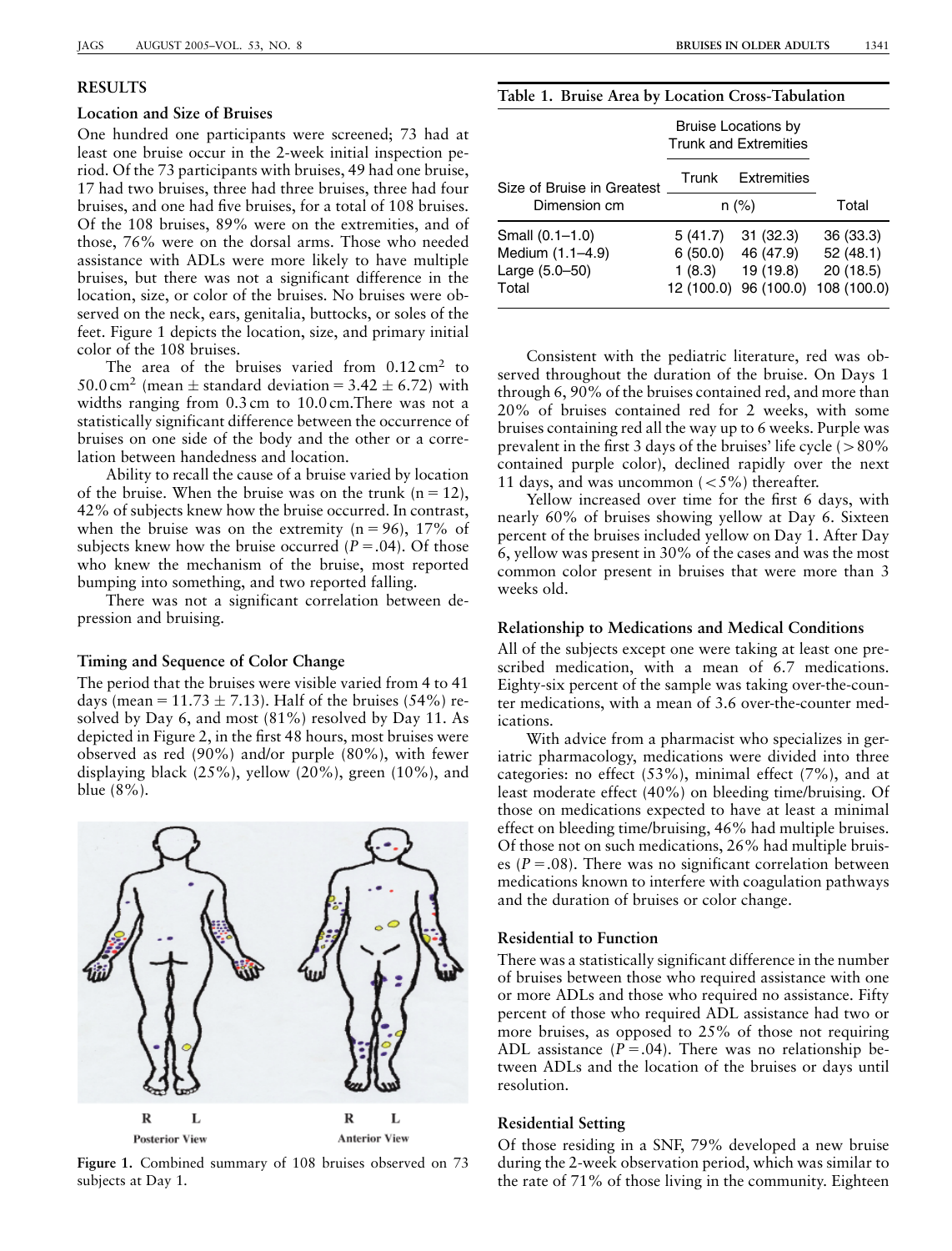## RESULTS

### Location and Size of Bruises

One hundred one participants were screened; 73 had at least one bruise occur in the 2-week initial inspection period. Of the 73 participants with bruises, 49 had one bruise, 17 had two bruises, three had three bruises, three had four bruises, and one had five bruises, for a total of 108 bruises. Of the 108 bruises, 89% were on the extremities, and of those, 76% were on the dorsal arms. Those who needed assistance with ADLs were more likely to have multiple bruises, but there was not a significant difference in the location, size, or color of the bruises. No bruises were observed on the neck, ears, genitalia, buttocks, or soles of the feet. Figure 1 depicts the location, size, and primary initial color of the 108 bruises.

The area of the bruises varied from 0.12 $cm^2$ to 50.0 $cm^2$ (mean $\pm$ standard deviation = 3.42 $\pm$ 6.72) with widths ranging from 0.3 cm to 10.0 cm. There was not a statistically significant difference between the occurrence of bruises on one side of the body and the other or a correlation between handedness and location.

Ability to recall the cause of a bruise varied by location of the bruise. When the bruise was on the trunk ($n = 12$), 42% of subjects knew how the bruise occurred. In contrast, when the bruise was on the extremity ($n = 96$), 17% of subjects knew how the bruise occurred ($P = .04$). Of those who knew the mechanism of the bruise, most reported bumping into something, and two reported falling.

There was not a significant correlation between depression and bruising.

### Timing and Sequence of Color Change

The period that the bruises were visible varied from 4 to 41 days (mean = 11.73 $\pm$ 7.13). Half of the bruises (54%) resolved by Day 6, and most (81%) resolved by Day 11. As depicted in Figure 2, in the first 48 hours, most bruises were observed as red (90%) and/or purple (80%), with fewer displaying black (25%), yellow (20%), green (10%), and blue (8%).

Figure 1. Combined summary of 108 bruises observed on 73 subjects at Day 1.

**Table 1. Bruise Area by Location Cross-Tabulation**

| Size of Bruise in Greatest Dimension cm | Bruise Locations by Trunk and Extremities | | |
|---|---|---|---|
| | Trunk | Extremities | |
| | n (%) | | Total |
| Small (0.1–1.0) | 5 (41.7) | 31 (32.3) | 36 (33.3) |
| Medium (1.1–4.9) | 6 (50.0) | 46 (47.9) | 52 (48.1) |
| Large (5.0–50) | 1 (8.3) | 19 (19.8) | 20 (18.5) |
| Total | 12 (100.0) | 96 (100.0) | 108 (100.0) |

Consistent with the pediatric literature, red was observed throughout the duration of the bruise. On Days 1 through 6, 90% of the bruises contained red, and more than 20% of bruises contained red for 2 weeks, with some bruises containing red all the way up to 6 weeks. Purple was prevalent in the first 3 days of the bruises' life cycle (>80% contained purple color), declined rapidly over the next 11 days, and was uncommon (<5%) thereafter.

Yellow increased over time for the first 6 days, with nearly 60% of bruises showing yellow at Day 6. Sixteen percent of the bruises included yellow on Day 1. After Day 6, yellow was present in 30% of the cases and was the most common color present in bruises that were more than 3 weeks old.

### Relationship to Medications and Medical Conditions

All of the subjects except one were taking at least one prescribed medication, with a mean of 6.7 medications. Eighty-six percent of the sample was taking over-the-counter medications, with a mean of 3.6 over-the-counter medications.

With advice from a pharmacist who specializes in geriatric pharmacology, medications were divided into three categories: no effect (53%), minimal effect (7%), and at least moderate effect (40%) on bleeding time/bruising. Of those on medications expected to have at least a minimal effect on bleeding time/bruising, 46% had multiple bruises. Of those not on such medications, 26% had multiple bruises ($P = .08$). There was no significant correlation between medications known to interfere with coagulation pathways and the duration of bruises or color change.

### Residential to Function

There was a statistically significant difference in the number of bruises between those who required assistance with one or more ADLs and those who required no assistance. Fifty percent of those who required ADL assistance had two or more bruises, as opposed to 25% of those not requiring ADL assistance ($P = .04$). There was no relationship between ADLs and the location of the bruises or days until resolution.

### Residential Setting

Of those residing in a SNF, 79% developed a new bruise during the 2-week observation period, which was similar to the rate of 71% of those living in the community. Eighteen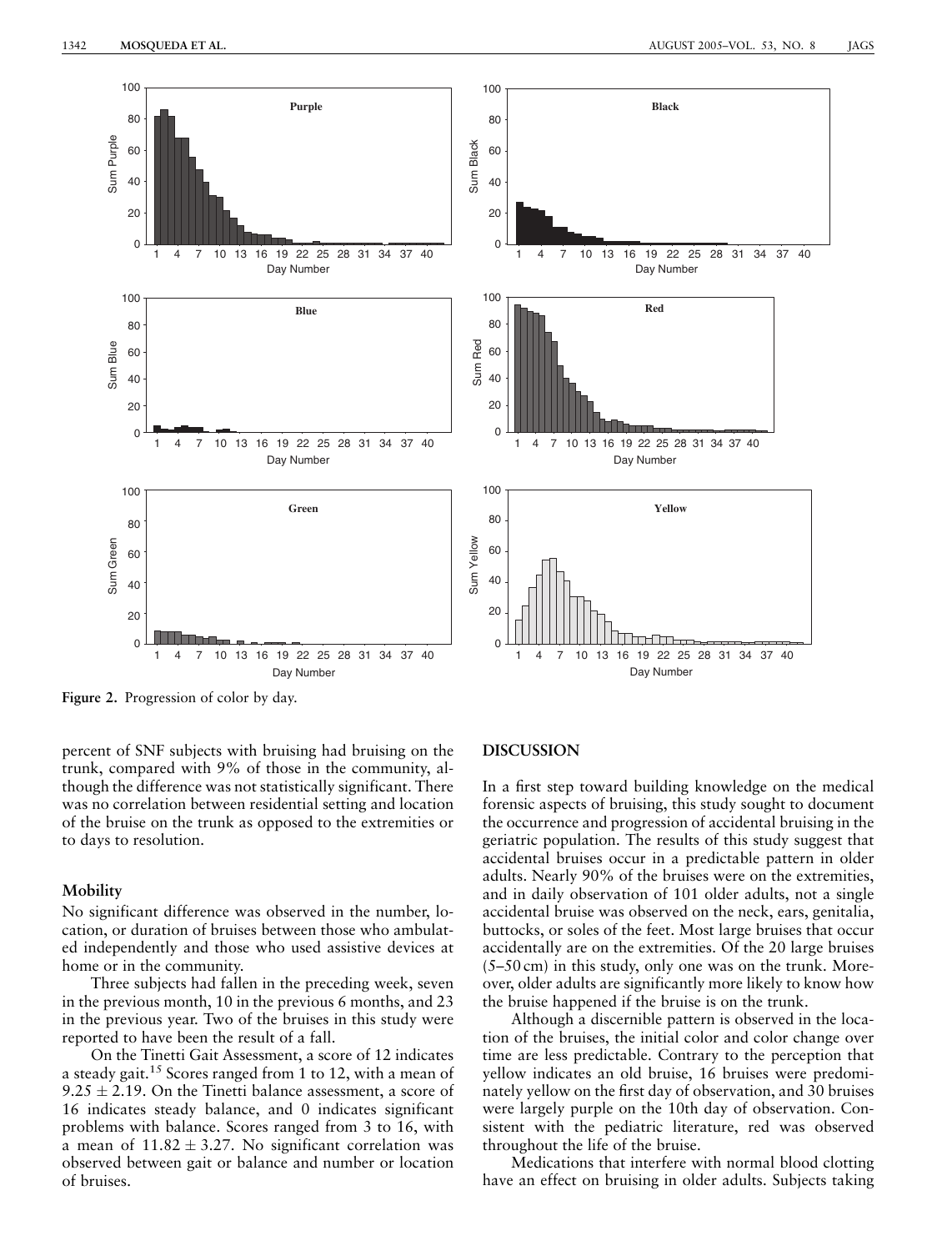Figure 2. Progression of color by day.

percent of SNF subjects with bruising had bruising on the trunk, compared with 9% of those in the community, although the difference was not statistically significant. There was no correlation between residential setting and location of the bruise on the trunk as opposed to the extremities or to days to resolution.

### Mobility

No significant difference was observed in the number, location, or duration of bruises between those who ambulated independently and those who used assistive devices at home or in the community.

Three subjects had fallen in the preceding week, seven in the previous month, 10 in the previous 6 months, and 23 in the previous year. Two of the bruises in this study were reported to have been the result of a fall.

On the Tinetti Gait Assessment, a score of 12 indicates a steady gait.[15] Scores ranged from 1 to 12, with a mean of $9.25 \pm 2.19$. On the Tinetti balance assessment, a score of 16 indicates steady balance, and 0 indicates significant problems with balance. Scores ranged from 3 to 16, with a mean of $11.82 \pm 3.27$. No significant correlation was observed between gait or balance and number or location of bruises.

## DISCUSSION

In a first step toward building knowledge on the medical forensic aspects of bruising, this study sought to document the occurrence and progression of accidental bruising in the geriatric population. The results of this study suggest that accidental bruises occur in a predictable pattern in older adults. Nearly 90% of the bruises were on the extremities, and in daily observation of 101 older adults, not a single accidental bruise was observed on the neck, ears, genitalia, buttocks, or soles of the feet. Most large bruises that occur accidentally are on the extremities. Of the 20 large bruises (5–50 cm) in this study, only one was on the trunk. Moreover, older adults are significantly more likely to know how the bruise happened if the bruise is on the trunk.

Although a discernible pattern is observed in the location of the bruises, the initial color and color change over time are less predictable. Contrary to the perception that yellow indicates an old bruise, 16 bruises were predominately yellow on the first day of observation, and 30 bruises were largely purple on the 10th day of observation. Consistent with the pediatric literature, red was observed throughout the life of the bruise.

Medications that interfere with normal blood clotting have an effect on bruising in older adults. Subjects taking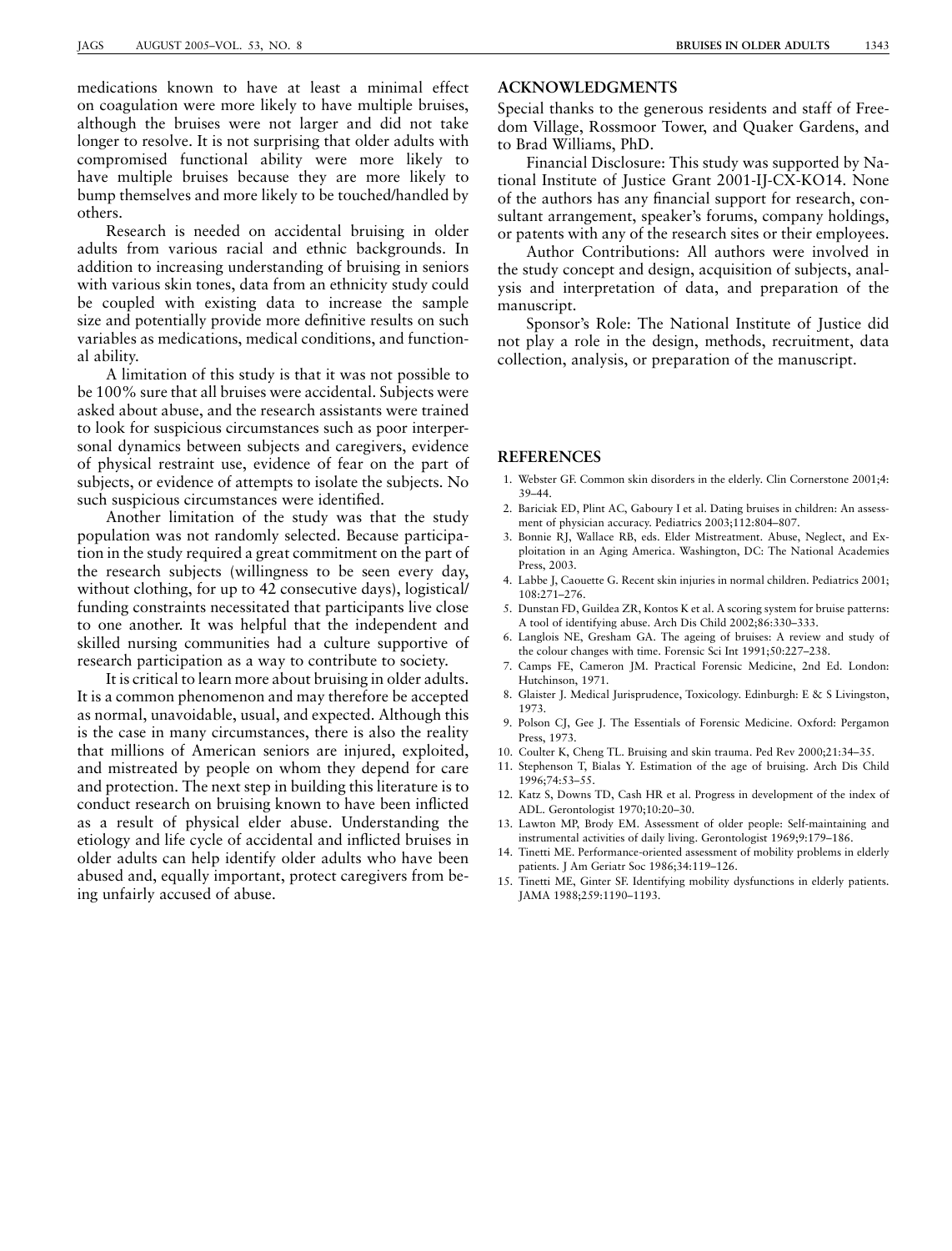medications known to have at least a minimal effect on coagulation were more likely to have multiple bruises, although the bruises were not larger and did not take longer to resolve. It is not surprising that older adults with compromised functional ability were more likely to have multiple bruises because they are more likely to bump themselves and more likely to be touched/handled by others.

Research is needed on accidental bruising in older adults from various racial and ethnic backgrounds. In addition to increasing understanding of bruising in seniors with various skin tones, data from an ethnicity study could be coupled with existing data to increase the sample size and potentially provide more definitive results on such variables as medications, medical conditions, and functional ability.

A limitation of this study is that it was not possible to be 100% sure that all bruises were accidental. Subjects were asked about abuse, and the research assistants were trained to look for suspicious circumstances such as poor interpersonal dynamics between subjects and caregivers, evidence of physical restraint use, evidence of fear on the part of subjects, or evidence of attempts to isolate the subjects. No such suspicious circumstances were identified.

Another limitation of the study was that the study population was not randomly selected. Because participation in the study required a great commitment on the part of the research subjects (willingness to be seen every day, without clothing, for up to 42 consecutive days), logistical/funding constraints necessitated that participants live close to one another. It was helpful that the independent and skilled nursing communities had a culture supportive of research participation as a way to contribute to society.

It is critical to learn more about bruising in older adults. It is a common phenomenon and may therefore be accepted as normal, unavoidable, usual, and expected. Although this is the case in many circumstances, there is also the reality that millions of American seniors are injured, exploited, and mistreated by people on whom they depend for care and protection. The next step in building this literature is to conduct research on bruising known to have been inflicted as a result of physical elder abuse. Understanding the etiology and life cycle of accidental and inflicted bruises in older adults can help identify older adults who have been abused and, equally important, protect caregivers from being unfairly accused of abuse.

## ACKNOWLEDGMENTS

Special thanks to the generous residents and staff of Freedom Village, Rossmoor Tower, and Quaker Gardens, and to Brad Williams, PhD.

Financial Disclosure: This study was supported by National Institute of Justice Grant 2001-IJ-CX-KO14. None of the authors has any financial support for research, consultant arrangement, speaker's forums, company holdings, or patents with any of the research sites or their employees.

Author Contributions: All authors were involved in the study concept and design, acquisition of subjects, analysis and interpretation of data, and preparation of the manuscript.

Sponsor's Role: The National Institute of Justice did not play a role in the design, methods, recruitment, data collection, analysis, or preparation of the manuscript.

## REFERENCES

1. Webster GF. Common skin disorders in the elderly. Clin Cornerstone 2001;4: 39–44.
2. Bariciak ED, Plint AC, Gaboury I et al. Dating bruises in children: An assessment of physician accuracy. Pediatrics 2003;112:804–807.
3. Bonnie RJ, Wallace RB, eds. Elder Mistreatment. Abuse, Neglect, and Exploitation in an Aging America. Washington, DC: The National Academies Press, 2003.
4. Labbe J, Caouette G. Recent skin injuries in normal children. Pediatrics 2001; 108:271–276.
5. Dunstan FD, Guildea ZR, Kontos K et al. A scoring system for bruise patterns: A tool of identifying abuse. Arch Dis Child 2002;86:330–333.
6. Langlois NE, Gresham GA. The ageing of bruises: A review and study of the colour changes with time. Forensic Sci Int 1991;50:227–238.
7. Camps FE, Cameron JM. Practical Forensic Medicine, 2nd Ed. London: Hutchinson, 1971.
8. Glaister J. Medical Jurisprudence, Toxicology. Edinburgh: E & S Livingston, 1973.
9. Polson CJ, Gee J. The Essentials of Forensic Medicine. Oxford: Pergamon Press, 1973.
10. Coulter K, Cheng TL. Bruising and skin trauma. Ped Rev 2000;21:34–35.
11. Stephenson T, Bialas Y. Estimation of the age of bruising. Arch Dis Child 1996;74:53–55.
12. Katz S, Downs TD, Cash HR et al. Progress in development of the index of ADL. Gerontologist 1970;10:20–30.
13. Lawton MP, Brody EM. Assessment of older people: Self-maintaining and instrumental activities of daily living. Gerontologist 1969;9:179–186.
14. Tinetti ME. Performance-oriented assessment of mobility problems in elderly patients. J Am Geriatr Soc 1986;34:119–126.
15. Tinetti ME, Ginter SF. Identifying mobility dysfunctions in elderly patients. JAMA 1988;259:1190–1193.